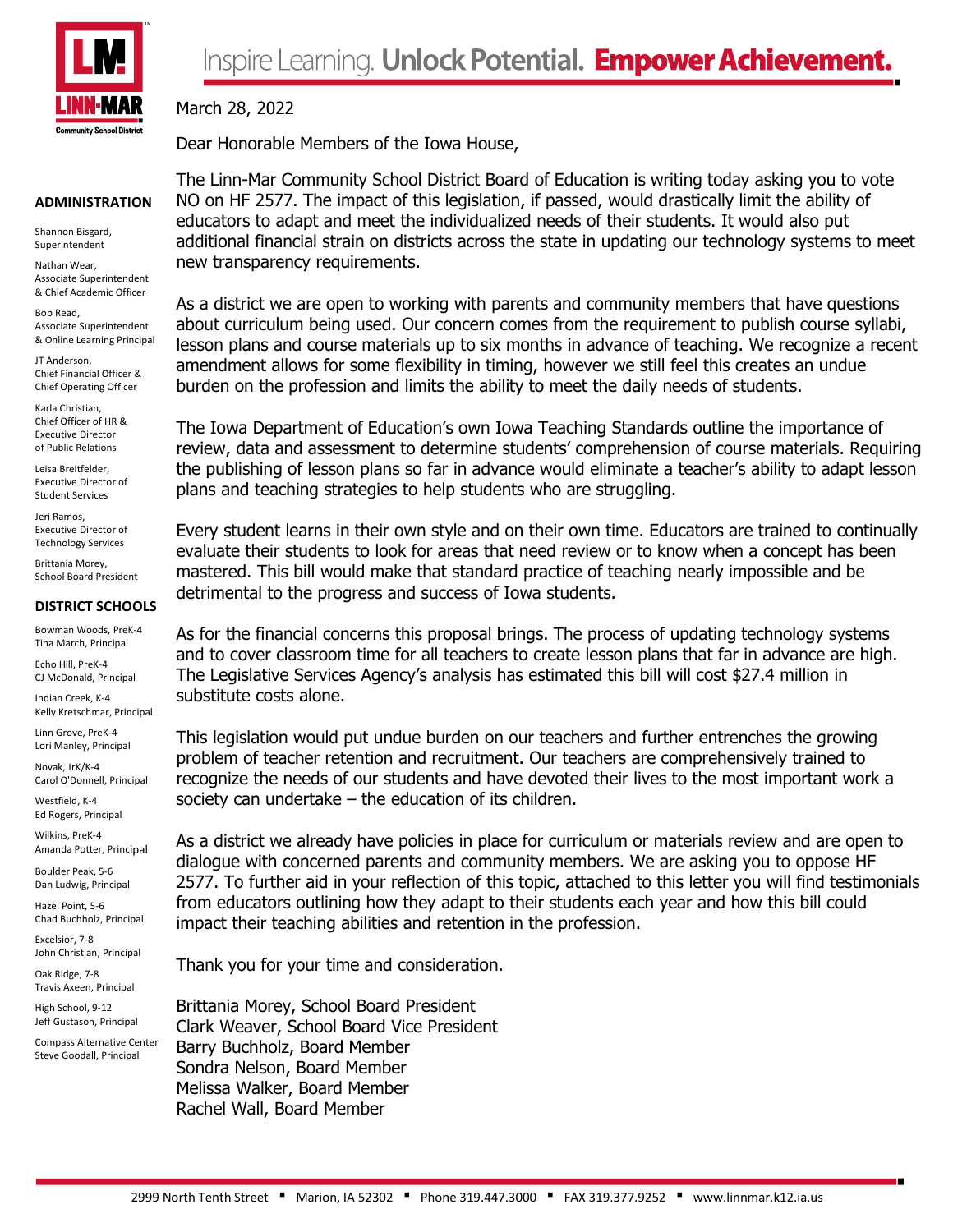**LM Linn-Mar Community School District**

Inspire Learning. **Unlock Potential. Empower Achievement.**

**ADMINISTRATION**

Shannon Bisgard, Superintendent

Nathan Wear, Associate Superintendent & Chief Academic Officer

Bob Read, Associate Superintendent & Online Learning Principal

JT Anderson, Chief Financial Officer & Chief Operating Officer

Karla Christian, Chief Officer of HR & Executive Director of Public Relations

Leisa Breitfelder, Executive Director of Student Services

Jeri Ramos, Executive Director of Technology Services

Brittania Morey, School Board President

**DISTRICT SCHOOLS**

Bowman Woods, PreK-4 Tina March, Principal

Echo Hill, PreK-4 CJ McDonald, Principal

Indian Creek, K-4 Kelly Kretschmar, Principal

Linn Grove, PreK-4 Lori Manley, Principal

Novak, JrK/K-4 Carol O'Donnell, Principal

Westfield, K-4 Ed Rogers, Principal

Wilkins, PreK-4 Amanda Potter, Principal

Boulder Peak, 5-6 Dan Ludwig, Principal

Hazel Point, 5-6 Chad Buchholz, Principal

Excelsior, 7-8 John Christian, Principal

Oak Ridge, 7-8 Travis Axeen, Principal

High School, 9-12 Jeff Gustason, Principal

Compass Alternative Center Steve Goodall, Principal

March 28, 2022

Dear Honorable Members of the Iowa House,

The Linn-Mar Community School District Board of Education is writing today asking you to vote NO on HF 2577. The impact of this legislation, if passed, would drastically limit the ability of educators to adapt and meet the individualized needs of their students. It would also put additional financial strain on districts across the state in updating our technology systems to meet new transparency requirements.

As a district we are open to working with parents and community members that have questions about curriculum being used. Our concern comes from the requirement to publish course syllabi, lesson plans and course materials up to six months in advance of teaching. We recognize a recent amendment allows for some flexibility in timing, however we still feel this creates an undue burden on the profession and limits the ability to meet the daily needs of students.

The Iowa Department of Education's own Iowa Teaching Standards outline the importance of review, data and assessment to determine students' comprehension of course materials. Requiring the publishing of lesson plans so far in advance would eliminate a teacher's ability to adapt lesson plans and teaching strategies to help students who are struggling.

Every student learns in their own style and on their own time. Educators are trained to continually evaluate their students to look for areas that need review or to know when a concept has been mastered. This bill would make that standard practice of teaching nearly impossible and be detrimental to the progress and success of Iowa students.

As for the financial concerns this proposal brings. The process of updating technology systems and to cover classroom time for all teachers to create lesson plans that far in advance are high. The Legislative Services Agency's analysis has estimated this bill will cost $27.4 million in substitute costs alone.

This legislation would put undue burden on our teachers and further entrenches the growing problem of teacher retention and recruitment. Our teachers are comprehensively trained to recognize the needs of our students and have devoted their lives to the most important work a society can undertake – the education of its children.

As a district we already have policies in place for curriculum or materials review and are open to dialogue with concerned parents and community members. We are asking you to oppose HF 2577. To further aid in your reflection of this topic, attached to this letter you will find testimonials from educators outlining how they adapt to their students each year and how this bill could impact their teaching abilities and retention in the profession.

Thank you for your time and consideration.

Brittania Morey, School Board President
Clark Weaver, School Board Vice President
Barry Buchholz, Board Member
Sondra Nelson, Board Member
Melissa Walker, Board Member
Rachel Wall, Board Member

2999 North Tenth Street ▪ Marion, IA 52302 ▪ Phone 319.447.3000 ▪ FAX 319.377.9252 ▪ www.linnmar.k12.ia.us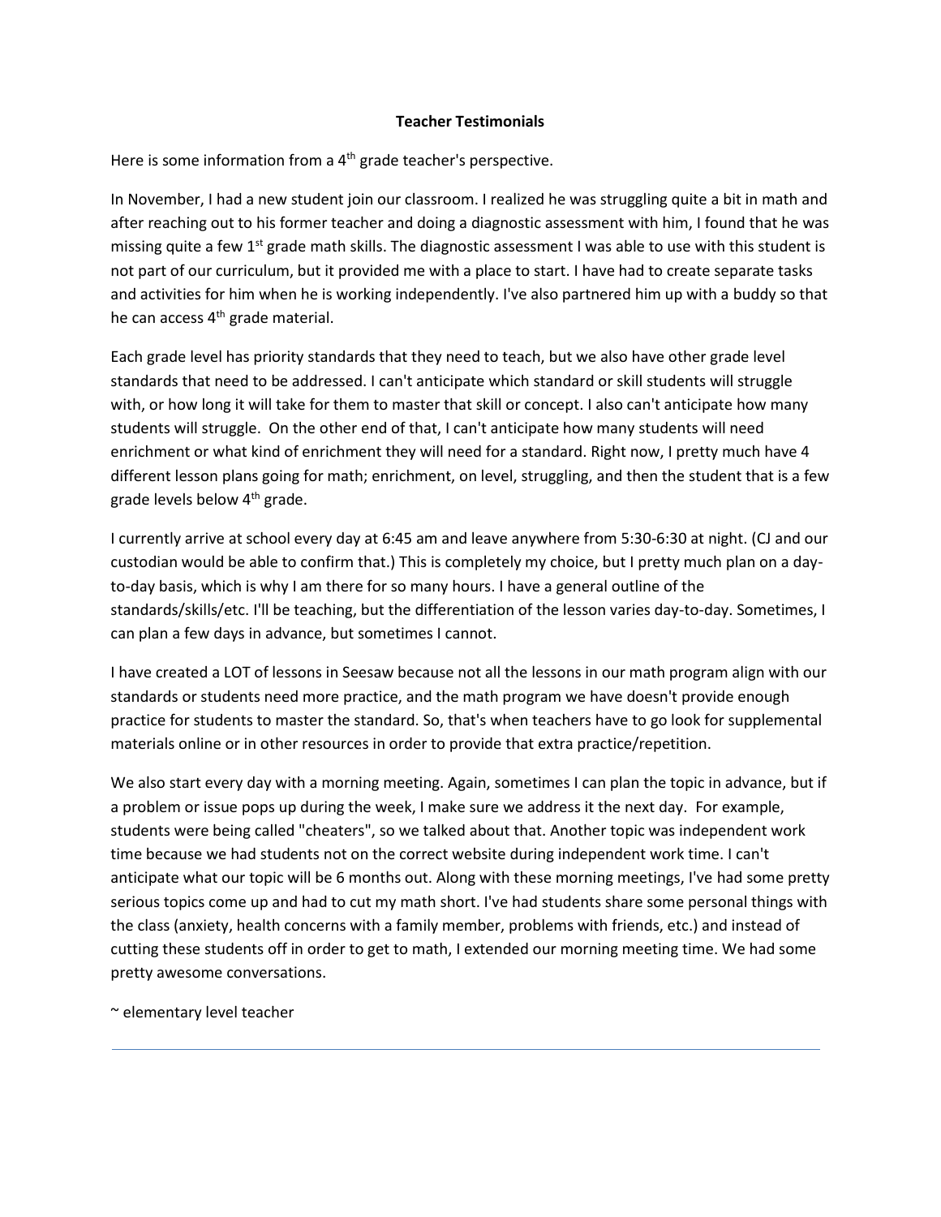**Teacher Testimonials**

Here is some information from a 4th grade teacher's perspective.

In November, I had a new student join our classroom. I realized he was struggling quite a bit in math and after reaching out to his former teacher and doing a diagnostic assessment with him, I found that he was missing quite a few 1st grade math skills. The diagnostic assessment I was able to use with this student is not part of our curriculum, but it provided me with a place to start. I have had to create separate tasks and activities for him when he is working independently. I've also partnered him up with a buddy so that he can access 4th grade material.

Each grade level has priority standards that they need to teach, but we also have other grade level standards that need to be addressed. I can't anticipate which standard or skill students will struggle with, or how long it will take for them to master that skill or concept. I also can't anticipate how many students will struggle. On the other end of that, I can't anticipate how many students will need enrichment or what kind of enrichment they will need for a standard. Right now, I pretty much have 4 different lesson plans going for math; enrichment, on level, struggling, and then the student that is a few grade levels below 4th grade.

I currently arrive at school every day at 6:45 am and leave anywhere from 5:30-6:30 at night. (CJ and our custodian would be able to confirm that.) This is completely my choice, but I pretty much plan on a day-to-day basis, which is why I am there for so many hours. I have a general outline of the standards/skills/etc. I'll be teaching, but the differentiation of the lesson varies day-to-day. Sometimes, I can plan a few days in advance, but sometimes I cannot.

I have created a LOT of lessons in Seesaw because not all the lessons in our math program align with our standards or students need more practice, and the math program we have doesn't provide enough practice for students to master the standard. So, that's when teachers have to go look for supplemental materials online or in other resources in order to provide that extra practice/repetition.

We also start every day with a morning meeting. Again, sometimes I can plan the topic in advance, but if a problem or issue pops up during the week, I make sure we address it the next day. For example, students were being called "cheaters", so we talked about that. Another topic was independent work time because we had students not on the correct website during independent work time. I can't anticipate what our topic will be 6 months out. Along with these morning meetings, I've had some pretty serious topics come up and had to cut my math short. I've had students share some personal things with the class (anxiety, health concerns with a family member, problems with friends, etc.) and instead of cutting these students off in order to get to math, I extended our morning meeting time. We had some pretty awesome conversations.

~ elementary level teacher

---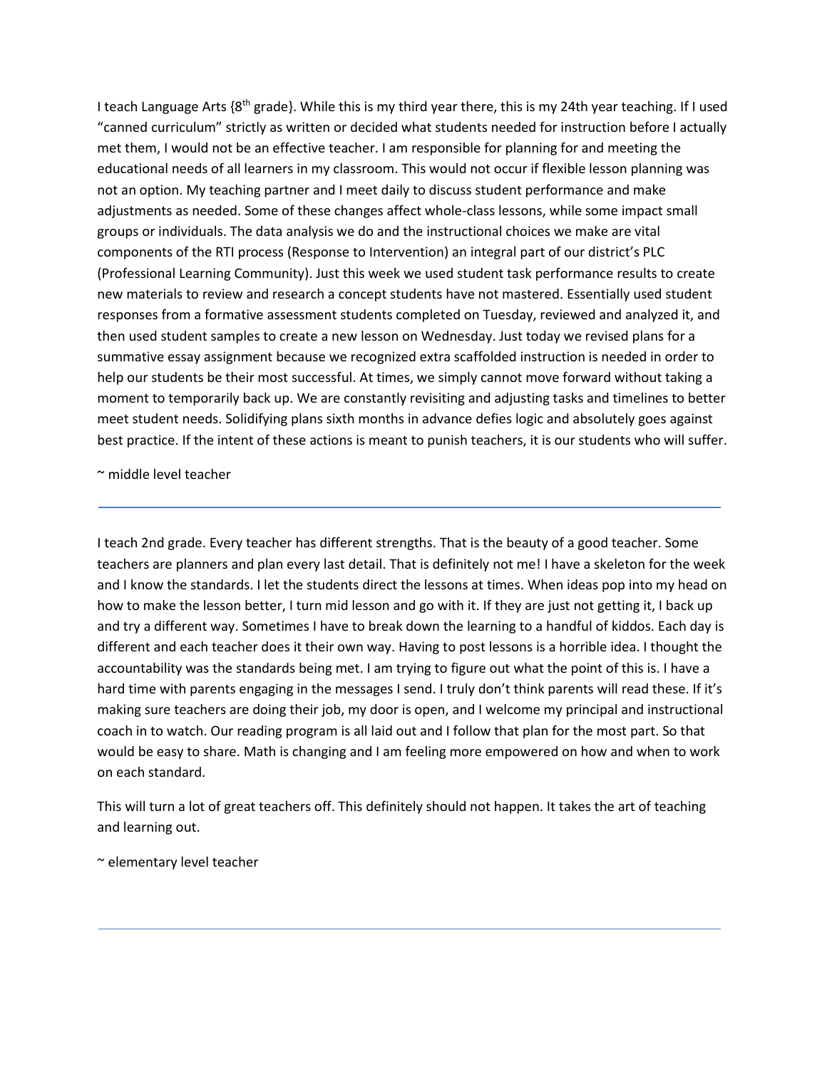I teach Language Arts {8th grade}. While this is my third year there, this is my 24th year teaching. If I used "canned curriculum" strictly as written or decided what students needed for instruction before I actually met them, I would not be an effective teacher. I am responsible for planning for and meeting the educational needs of all learners in my classroom. This would not occur if flexible lesson planning was not an option. My teaching partner and I meet daily to discuss student performance and make adjustments as needed. Some of these changes affect whole-class lessons, while some impact small groups or individuals. The data analysis we do and the instructional choices we make are vital components of the RTI process (Response to Intervention) an integral part of our district's PLC (Professional Learning Community). Just this week we used student task performance results to create new materials to review and research a concept students have not mastered. Essentially used student responses from a formative assessment students completed on Tuesday, reviewed and analyzed it, and then used student samples to create a new lesson on Wednesday. Just today we revised plans for a summative essay assignment because we recognized extra scaffolded instruction is needed in order to help our students be their most successful. At times, we simply cannot move forward without taking a moment to temporarily back up. We are constantly revisiting and adjusting tasks and timelines to better meet student needs. Solidifying plans sixth months in advance defies logic and absolutely goes against best practice. If the intent of these actions is meant to punish teachers, it is our students who will suffer.

~ middle level teacher

---

I teach 2nd grade. Every teacher has different strengths. That is the beauty of a good teacher. Some teachers are planners and plan every last detail. That is definitely not me! I have a skeleton for the week and I know the standards. I let the students direct the lessons at times. When ideas pop into my head on how to make the lesson better, I turn mid lesson and go with it. If they are just not getting it, I back up and try a different way. Sometimes I have to break down the learning to a handful of kiddos. Each day is different and each teacher does it their own way. Having to post lessons is a horrible idea. I thought the accountability was the standards being met. I am trying to figure out what the point of this is. I have a hard time with parents engaging in the messages I send. I truly don't think parents will read these. If it's making sure teachers are doing their job, my door is open, and I welcome my principal and instructional coach in to watch. Our reading program is all laid out and I follow that plan for the most part. So that would be easy to share. Math is changing and I am feeling more empowered on how and when to work on each standard.

This will turn a lot of great teachers off. This definitely should not happen. It takes the art of teaching and learning out.

~ elementary level teacher

---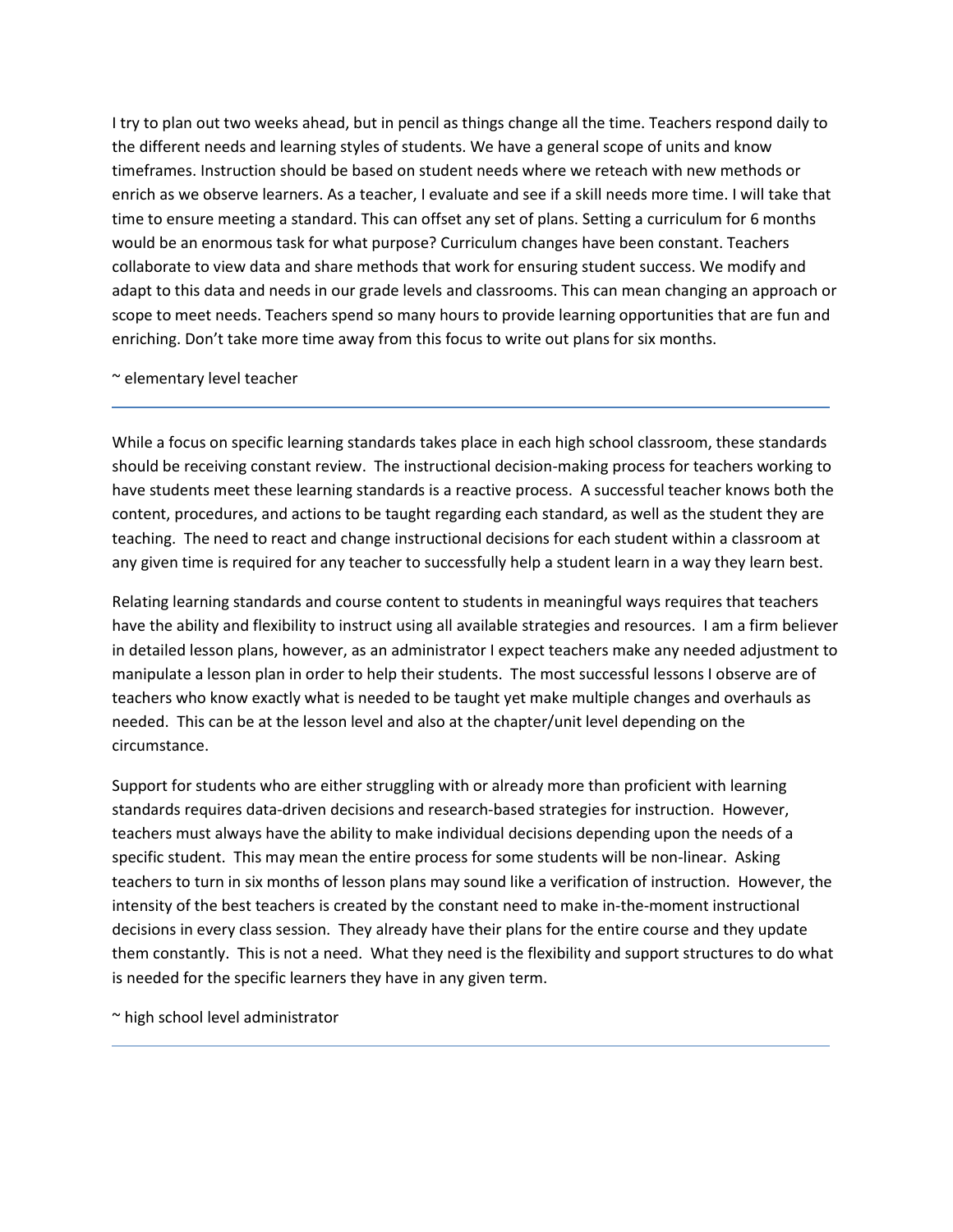I try to plan out two weeks ahead, but in pencil as things change all the time. Teachers respond daily to the different needs and learning styles of students. We have a general scope of units and know timeframes. Instruction should be based on student needs where we reteach with new methods or enrich as we observe learners. As a teacher, I evaluate and see if a skill needs more time. I will take that time to ensure meeting a standard. This can offset any set of plans. Setting a curriculum for 6 months would be an enormous task for what purpose? Curriculum changes have been constant. Teachers collaborate to view data and share methods that work for ensuring student success. We modify and adapt to this data and needs in our grade levels and classrooms. This can mean changing an approach or scope to meet needs. Teachers spend so many hours to provide learning opportunities that are fun and enriching. Don't take more time away from this focus to write out plans for six months.

~ elementary level teacher

---

While a focus on specific learning standards takes place in each high school classroom, these standards should be receiving constant review. The instructional decision-making process for teachers working to have students meet these learning standards is a reactive process. A successful teacher knows both the content, procedures, and actions to be taught regarding each standard, as well as the student they are teaching. The need to react and change instructional decisions for each student within a classroom at any given time is required for any teacher to successfully help a student learn in a way they learn best.

Relating learning standards and course content to students in meaningful ways requires that teachers have the ability and flexibility to instruct using all available strategies and resources. I am a firm believer in detailed lesson plans, however, as an administrator I expect teachers make any needed adjustment to manipulate a lesson plan in order to help their students. The most successful lessons I observe are of teachers who know exactly what is needed to be taught yet make multiple changes and overhauls as needed. This can be at the lesson level and also at the chapter/unit level depending on the circumstance.

Support for students who are either struggling with or already more than proficient with learning standards requires data-driven decisions and research-based strategies for instruction. However, teachers must always have the ability to make individual decisions depending upon the needs of a specific student. This may mean the entire process for some students will be non-linear. Asking teachers to turn in six months of lesson plans may sound like a verification of instruction. However, the intensity of the best teachers is created by the constant need to make in-the-moment instructional decisions in every class session. They already have their plans for the entire course and they update them constantly. This is not a need. What they need is the flexibility and support structures to do what is needed for the specific learners they have in any given term.

~ high school level administrator

---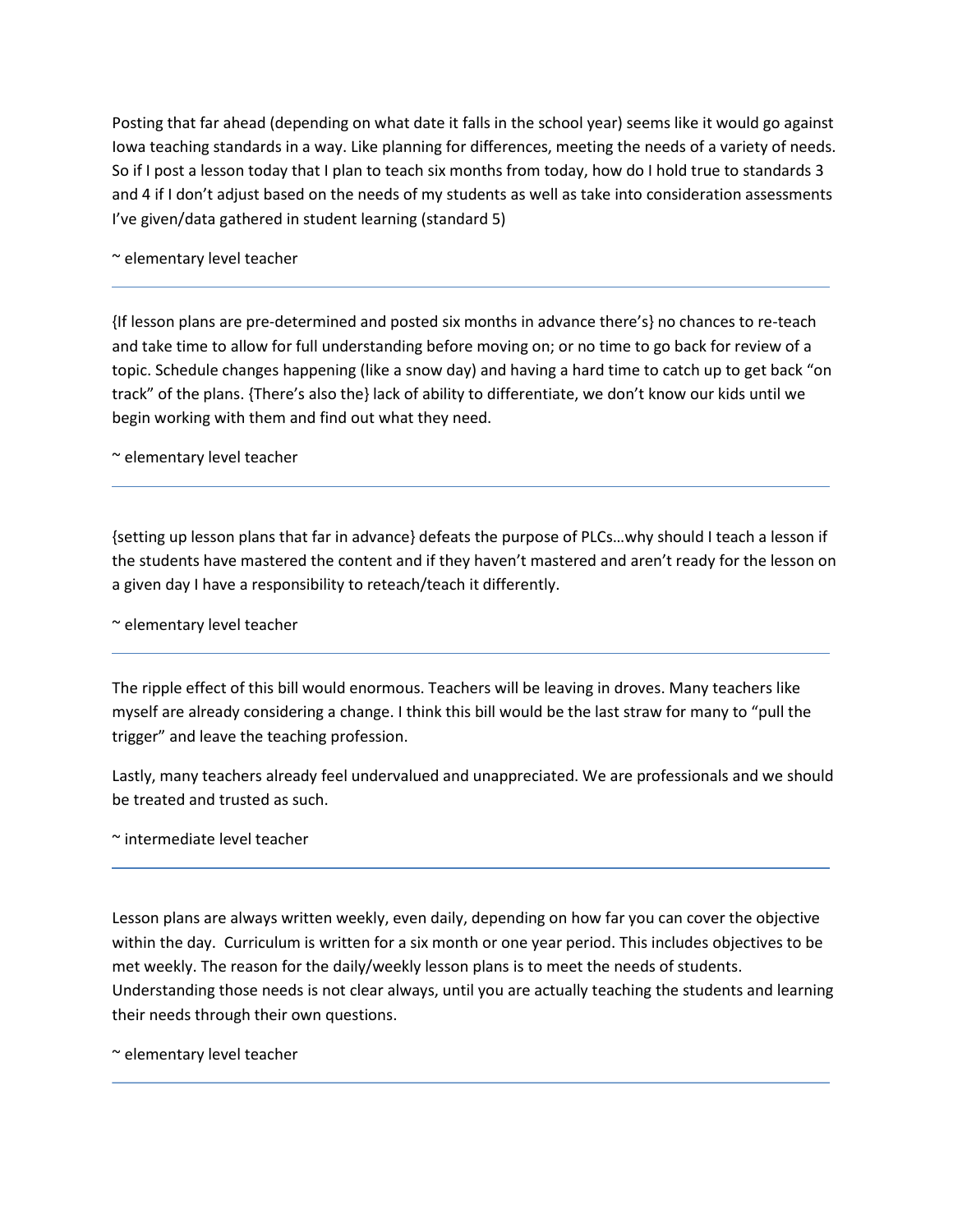Posting that far ahead (depending on what date it falls in the school year) seems like it would go against Iowa teaching standards in a way. Like planning for differences, meeting the needs of a variety of needs. So if I post a lesson today that I plan to teach six months from today, how do I hold true to standards 3 and 4 if I don't adjust based on the needs of my students as well as take into consideration assessments I've given/data gathered in student learning (standard 5)

~ elementary level teacher

---

{If lesson plans are pre-determined and posted six months in advance there's} no chances to re-teach and take time to allow for full understanding before moving on; or no time to go back for review of a topic. Schedule changes happening (like a snow day) and having a hard time to catch up to get back "on track" of the plans. {There's also the} lack of ability to differentiate, we don't know our kids until we begin working with them and find out what they need.

~ elementary level teacher

---

{setting up lesson plans that far in advance} defeats the purpose of PLCs…why should I teach a lesson if the students have mastered the content and if they haven't mastered and aren't ready for the lesson on a given day I have a responsibility to reteach/teach it differently.

~ elementary level teacher

---

The ripple effect of this bill would enormous. Teachers will be leaving in droves. Many teachers like myself are already considering a change. I think this bill would be the last straw for many to "pull the trigger" and leave the teaching profession.

Lastly, many teachers already feel undervalued and unappreciated. We are professionals and we should be treated and trusted as such.

~ intermediate level teacher

---

Lesson plans are always written weekly, even daily, depending on how far you can cover the objective within the day. Curriculum is written for a six month or one year period. This includes objectives to be met weekly. The reason for the daily/weekly lesson plans is to meet the needs of students. Understanding those needs is not clear always, until you are actually teaching the students and learning their needs through their own questions.

~ elementary level teacher

---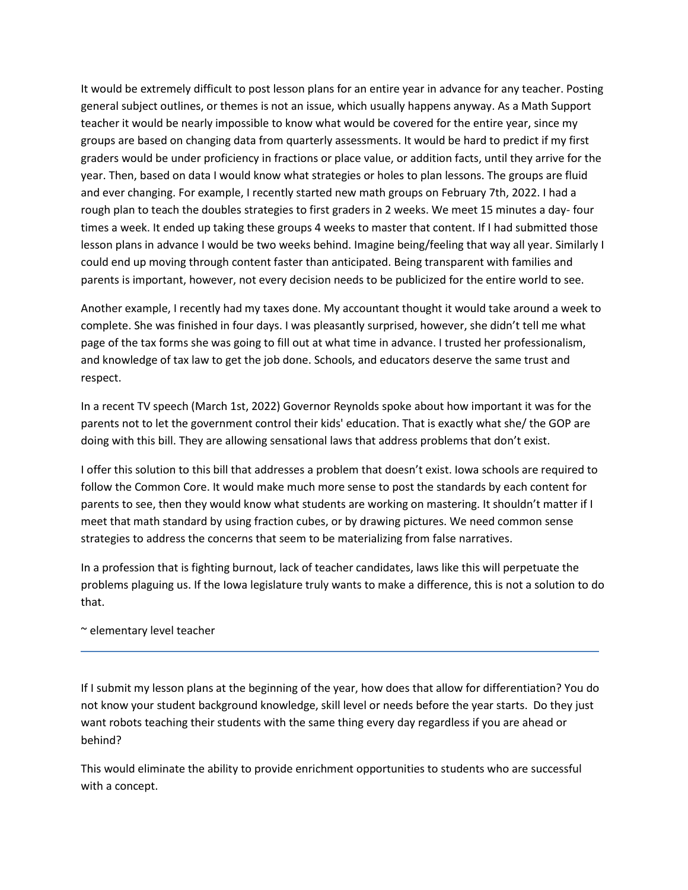It would be extremely difficult to post lesson plans for an entire year in advance for any teacher. Posting general subject outlines, or themes is not an issue, which usually happens anyway. As a Math Support teacher it would be nearly impossible to know what would be covered for the entire year, since my groups are based on changing data from quarterly assessments. It would be hard to predict if my first graders would be under proficiency in fractions or place value, or addition facts, until they arrive for the year. Then, based on data I would know what strategies or holes to plan lessons. The groups are fluid and ever changing. For example, I recently started new math groups on February 7th, 2022. I had a rough plan to teach the doubles strategies to first graders in 2 weeks. We meet 15 minutes a day- four times a week. It ended up taking these groups 4 weeks to master that content. If I had submitted those lesson plans in advance I would be two weeks behind. Imagine being/feeling that way all year. Similarly I could end up moving through content faster than anticipated. Being transparent with families and parents is important, however, not every decision needs to be publicized for the entire world to see.

Another example, I recently had my taxes done. My accountant thought it would take around a week to complete. She was finished in four days. I was pleasantly surprised, however, she didn't tell me what page of the tax forms she was going to fill out at what time in advance. I trusted her professionalism, and knowledge of tax law to get the job done. Schools, and educators deserve the same trust and respect.

In a recent TV speech (March 1st, 2022) Governor Reynolds spoke about how important it was for the parents not to let the government control their kids' education. That is exactly what she/ the GOP are doing with this bill. They are allowing sensational laws that address problems that don't exist.

I offer this solution to this bill that addresses a problem that doesn't exist. Iowa schools are required to follow the Common Core. It would make much more sense to post the standards by each content for parents to see, then they would know what students are working on mastering. It shouldn't matter if I meet that math standard by using fraction cubes, or by drawing pictures. We need common sense strategies to address the concerns that seem to be materializing from false narratives.

In a profession that is fighting burnout, lack of teacher candidates, laws like this will perpetuate the problems plaguing us. If the Iowa legislature truly wants to make a difference, this is not a solution to do that.

~ elementary level teacher

---

If I submit my lesson plans at the beginning of the year, how does that allow for differentiation? You do not know your student background knowledge, skill level or needs before the year starts. Do they just want robots teaching their students with the same thing every day regardless if you are ahead or behind?

This would eliminate the ability to provide enrichment opportunities to students who are successful with a concept.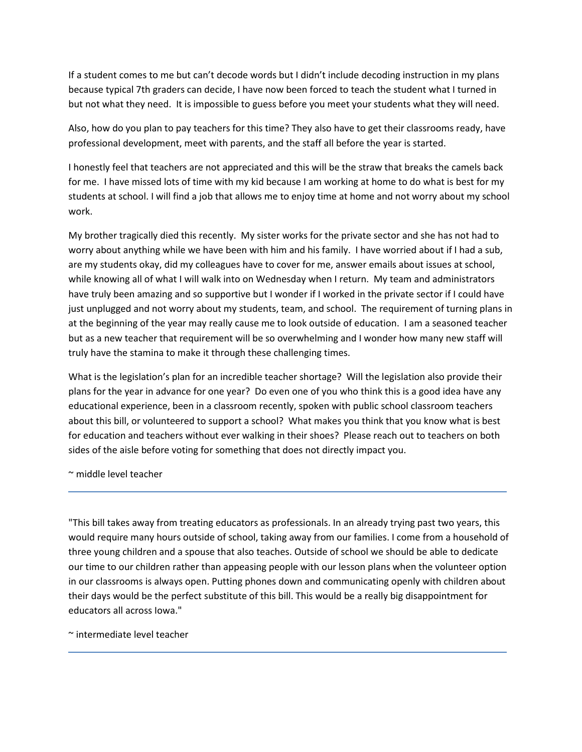If a student comes to me but can't decode words but I didn't include decoding instruction in my plans because typical 7th graders can decide, I have now been forced to teach the student what I turned in but not what they need. It is impossible to guess before you meet your students what they will need.

Also, how do you plan to pay teachers for this time? They also have to get their classrooms ready, have professional development, meet with parents, and the staff all before the year is started.

I honestly feel that teachers are not appreciated and this will be the straw that breaks the camels back for me. I have missed lots of time with my kid because I am working at home to do what is best for my students at school. I will find a job that allows me to enjoy time at home and not worry about my school work.

My brother tragically died this recently. My sister works for the private sector and she has not had to worry about anything while we have been with him and his family. I have worried about if I had a sub, are my students okay, did my colleagues have to cover for me, answer emails about issues at school, while knowing all of what I will walk into on Wednesday when I return. My team and administrators have truly been amazing and so supportive but I wonder if I worked in the private sector if I could have just unplugged and not worry about my students, team, and school. The requirement of turning plans in at the beginning of the year may really cause me to look outside of education. I am a seasoned teacher but as a new teacher that requirement will be so overwhelming and I wonder how many new staff will truly have the stamina to make it through these challenging times.

What is the legislation's plan for an incredible teacher shortage? Will the legislation also provide their plans for the year in advance for one year? Do even one of you who think this is a good idea have any educational experience, been in a classroom recently, spoken with public school classroom teachers about this bill, or volunteered to support a school? What makes you think that you know what is best for education and teachers without ever walking in their shoes? Please reach out to teachers on both sides of the aisle before voting for something that does not directly impact you.

~ middle level teacher

---

"This bill takes away from treating educators as professionals. In an already trying past two years, this would require many hours outside of school, taking away from our families. I come from a household of three young children and a spouse that also teaches. Outside of school we should be able to dedicate our time to our children rather than appeasing people with our lesson plans when the volunteer option in our classrooms is always open. Putting phones down and communicating openly with children about their days would be the perfect substitute of this bill. This would be a really big disappointment for educators all across Iowa."

~ intermediate level teacher

---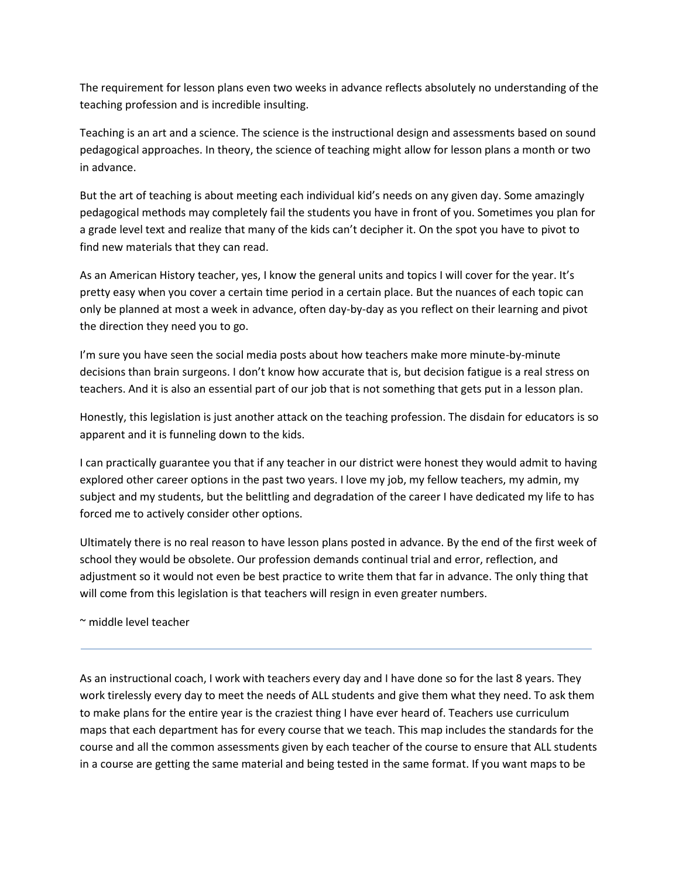The requirement for lesson plans even two weeks in advance reflects absolutely no understanding of the teaching profession and is incredible insulting.

Teaching is an art and a science. The science is the instructional design and assessments based on sound pedagogical approaches. In theory, the science of teaching might allow for lesson plans a month or two in advance.

But the art of teaching is about meeting each individual kid's needs on any given day. Some amazingly pedagogical methods may completely fail the students you have in front of you. Sometimes you plan for a grade level text and realize that many of the kids can't decipher it. On the spot you have to pivot to find new materials that they can read.

As an American History teacher, yes, I know the general units and topics I will cover for the year. It's pretty easy when you cover a certain time period in a certain place. But the nuances of each topic can only be planned at most a week in advance, often day-by-day as you reflect on their learning and pivot the direction they need you to go.

I'm sure you have seen the social media posts about how teachers make more minute-by-minute decisions than brain surgeons. I don't know how accurate that is, but decision fatigue is a real stress on teachers. And it is also an essential part of our job that is not something that gets put in a lesson plan.

Honestly, this legislation is just another attack on the teaching profession. The disdain for educators is so apparent and it is funneling down to the kids.

I can practically guarantee you that if any teacher in our district were honest they would admit to having explored other career options in the past two years. I love my job, my fellow teachers, my admin, my subject and my students, but the belittling and degradation of the career I have dedicated my life to has forced me to actively consider other options.

Ultimately there is no real reason to have lesson plans posted in advance. By the end of the first week of school they would be obsolete. Our profession demands continual trial and error, reflection, and adjustment so it would not even be best practice to write them that far in advance. The only thing that will come from this legislation is that teachers will resign in even greater numbers.

~ middle level teacher

---

As an instructional coach, I work with teachers every day and I have done so for the last 8 years. They work tirelessly every day to meet the needs of ALL students and give them what they need. To ask them to make plans for the entire year is the craziest thing I have ever heard of. Teachers use curriculum maps that each department has for every course that we teach. This map includes the standards for the course and all the common assessments given by each teacher of the course to ensure that ALL students in a course are getting the same material and being tested in the same format. If you want maps to be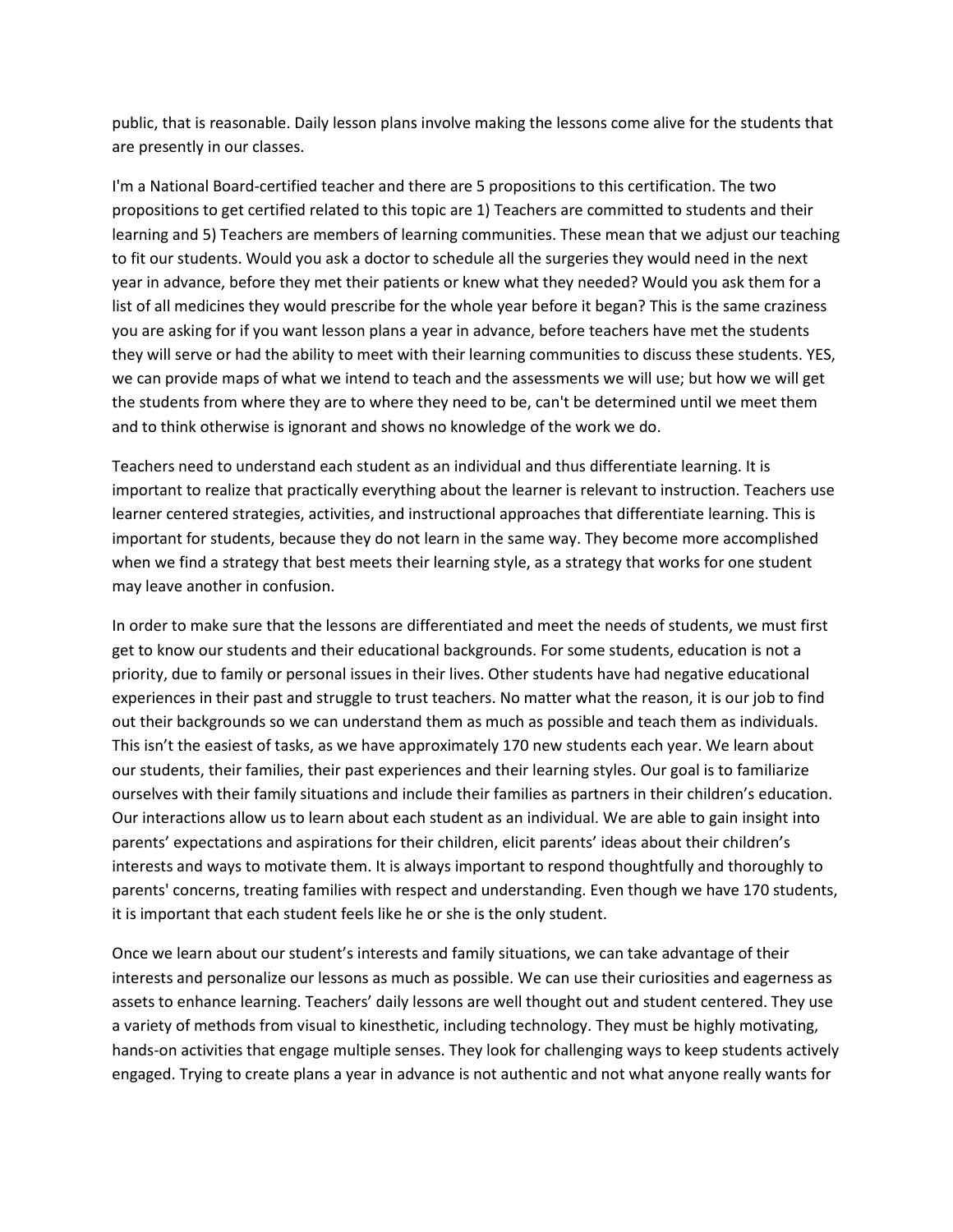public, that is reasonable. Daily lesson plans involve making the lessons come alive for the students that are presently in our classes.

I'm a National Board-certified teacher and there are 5 propositions to this certification. The two propositions to get certified related to this topic are 1) Teachers are committed to students and their learning and 5) Teachers are members of learning communities. These mean that we adjust our teaching to fit our students. Would you ask a doctor to schedule all the surgeries they would need in the next year in advance, before they met their patients or knew what they needed? Would you ask them for a list of all medicines they would prescribe for the whole year before it began? This is the same craziness you are asking for if you want lesson plans a year in advance, before teachers have met the students they will serve or had the ability to meet with their learning communities to discuss these students. YES, we can provide maps of what we intend to teach and the assessments we will use; but how we will get the students from where they are to where they need to be, can't be determined until we meet them and to think otherwise is ignorant and shows no knowledge of the work we do.

Teachers need to understand each student as an individual and thus differentiate learning. It is important to realize that practically everything about the learner is relevant to instruction. Teachers use learner centered strategies, activities, and instructional approaches that differentiate learning. This is important for students, because they do not learn in the same way. They become more accomplished when we find a strategy that best meets their learning style, as a strategy that works for one student may leave another in confusion.

In order to make sure that the lessons are differentiated and meet the needs of students, we must first get to know our students and their educational backgrounds. For some students, education is not a priority, due to family or personal issues in their lives. Other students have had negative educational experiences in their past and struggle to trust teachers. No matter what the reason, it is our job to find out their backgrounds so we can understand them as much as possible and teach them as individuals. This isn't the easiest of tasks, as we have approximately 170 new students each year. We learn about our students, their families, their past experiences and their learning styles. Our goal is to familiarize ourselves with their family situations and include their families as partners in their children's education. Our interactions allow us to learn about each student as an individual. We are able to gain insight into parents' expectations and aspirations for their children, elicit parents' ideas about their children's interests and ways to motivate them. It is always important to respond thoughtfully and thoroughly to parents' concerns, treating families with respect and understanding. Even though we have 170 students, it is important that each student feels like he or she is the only student.

Once we learn about our student's interests and family situations, we can take advantage of their interests and personalize our lessons as much as possible. We can use their curiosities and eagerness as assets to enhance learning. Teachers' daily lessons are well thought out and student centered. They use a variety of methods from visual to kinesthetic, including technology. They must be highly motivating, hands-on activities that engage multiple senses. They look for challenging ways to keep students actively engaged. Trying to create plans a year in advance is not authentic and not what anyone really wants for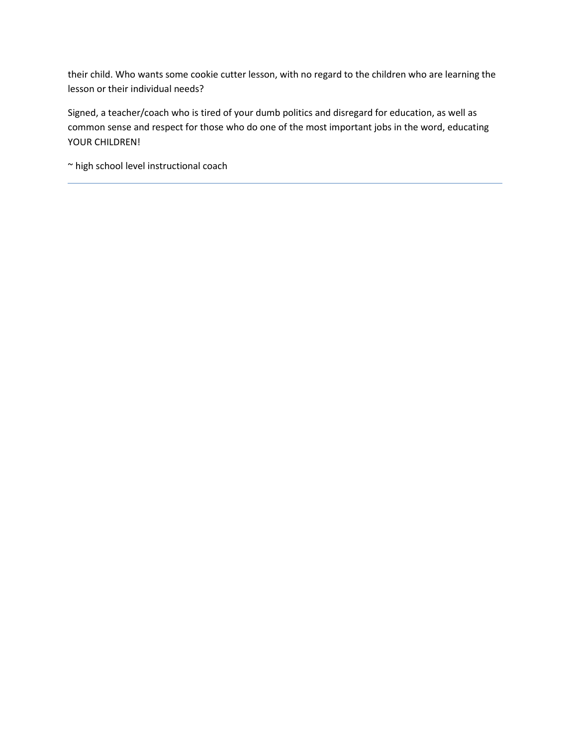their child. Who wants some cookie cutter lesson, with no regard to the children who are learning the lesson or their individual needs?

Signed, a teacher/coach who is tired of your dumb politics and disregard for education, as well as common sense and respect for those who do one of the most important jobs in the word, educating YOUR CHILDREN!

~ high school level instructional coach

---